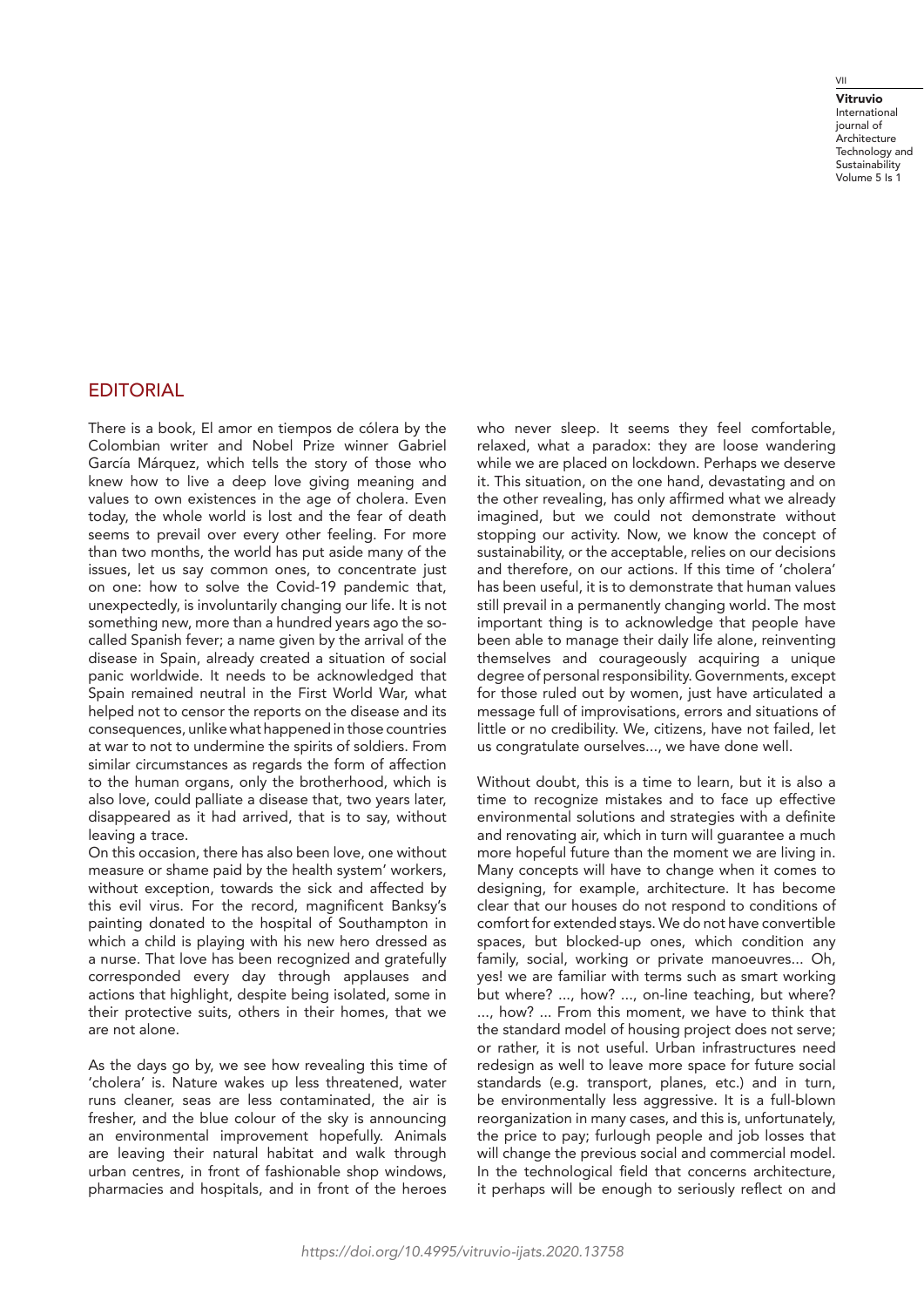## EDITORIAL

There is a book, El amor en tiempos de cólera by the Colombian writer and Nobel Prize winner Gabriel García Márquez, which tells the story of those who knew how to live a deep love giving meaning and values to own existences in the age of cholera. Even today, the whole world is lost and the fear of death seems to prevail over every other feeling. For more than two months, the world has put aside many of the issues, let us say common ones, to concentrate just on one: how to solve the Covid-19 pandemic that, unexpectedly, is involuntarily changing our life. It is not something new, more than a hundred years ago the so-called Spanish fever; a name given by the arrival of the disease in Spain, already created a situation of social panic worldwide. It needs to be acknowledged that Spain remained neutral in the First World War, what helped not to censor the reports on the disease and its consequences, unlike what happened in those countries at war to not to undermine the spirits of soldiers. From similar circumstances as regards the form of affection to the human organs, only the brotherhood, which is also love, could palliate a disease that, two years later, disappeared as it had arrived, that is to say, without leaving a trace.

On this occasion, there has also been love, one without measure or shame paid by the health system' workers, without exception, towards the sick and affected by this evil virus. For the record, magnificent Banksy's painting donated to the hospital of Southampton in which a child is playing with his new hero dressed as a nurse. That love has been recognized and gratefully corresponded every day through applauses and actions that highlight, despite being isolated, some in their protective suits, others in their homes, that we are not alone.

As the days go by, we see how revealing this time of 'cholera' is. Nature wakes up less threatened, water runs cleaner, seas are less contaminated, the air is fresher, and the blue colour of the sky is announcing an environmental improvement hopefully. Animals are leaving their natural habitat and walk through urban centres, in front of fashionable shop windows, pharmacies and hospitals, and in front of the heroes who never sleep. It seems they feel comfortable, relaxed, what a paradox: they are loose wandering while we are placed on lockdown. Perhaps we deserve it. This situation, on the one hand, devastating and on the other revealing, has only affirmed what we already imagined, but we could not demonstrate without stopping our activity. Now, we know the concept of sustainability, or the acceptable, relies on our decisions and therefore, on our actions. If this time of 'cholera' has been useful, it is to demonstrate that human values still prevail in a permanently changing world. The most important thing is to acknowledge that people have been able to manage their daily life alone, reinventing themselves and courageously acquiring a unique degree of personal responsibility. Governments, except for those ruled out by women, just have articulated a message full of improvisations, errors and situations of little or no credibility. We, citizens, have not failed, let us congratulate ourselves..., we have done well.

Without doubt, this is a time to learn, but it is also a time to recognize mistakes and to face up effective environmental solutions and strategies with a definite and renovating air, which in turn will guarantee a much more hopeful future than the moment we are living in. Many concepts will have to change when it comes to designing, for example, architecture. It has become clear that our houses do not respond to conditions of comfort for extended stays. We do not have convertible spaces, but blocked-up ones, which condition any family, social, working or private manoeuvres... Oh, yes! we are familiar with terms such as smart working but where? ..., how? ..., on-line teaching, but where? ..., how? ... From this moment, we have to think that the standard model of housing project does not serve; or rather, it is not useful. Urban infrastructures need redesign as well to leave more space for future social standards (e.g. transport, planes, etc.) and in turn, be environmentally less aggressive. It is a full-blown reorganization in many cases, and this is, unfortunately, the price to pay; furlough people and job losses that will change the previous social and commercial model. In the technological field that concerns architecture, it perhaps will be enough to seriously reflect on and

https://doi.org/10.4995/vitruvio-ijats.2020.13758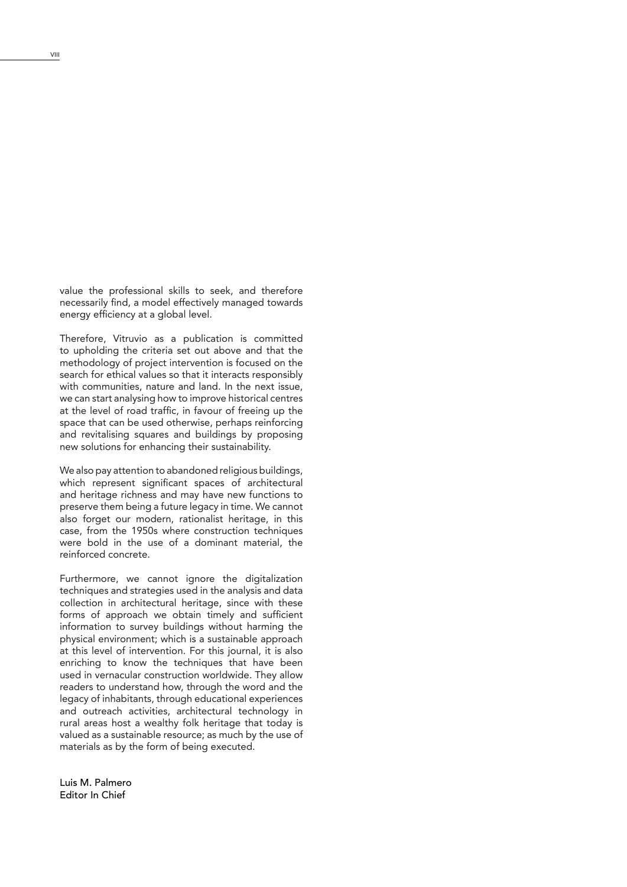value the professional skills to seek, and therefore necessarily find, a model effectively managed towards energy efficiency at a global level.

Therefore, Vitruvio as a publication is committed to upholding the criteria set out above and that the methodology of project intervention is focused on the search for ethical values so that it interacts responsibly with communities, nature and land. In the next issue, we can start analysing how to improve historical centres at the level of road traffic, in favour of freeing up the space that can be used otherwise, perhaps reinforcing and revitalising squares and buildings by proposing new solutions for enhancing their sustainability.

We also pay attention to abandoned religious buildings, which represent significant spaces of architectural and heritage richness and may have new functions to preserve them being a future legacy in time. We cannot also forget our modern, rationalist heritage, in this case, from the 1950s where construction techniques were bold in the use of a dominant material, the reinforced concrete.

Furthermore, we cannot ignore the digitalization techniques and strategies used in the analysis and data collection in architectural heritage, since with these forms of approach we obtain timely and sufficient information to survey buildings without harming the physical environment; which is a sustainable approach at this level of intervention. For this journal, it is also enriching to know the techniques that have been used in vernacular construction worldwide. They allow readers to understand how, through the word and the legacy of inhabitants, through educational experiences and outreach activities, architectural technology in rural areas host a wealthy folk heritage that today is valued as a sustainable resource; as much by the use of materials as by the form of being executed.

Luis M. Palmero
Editor In Chief